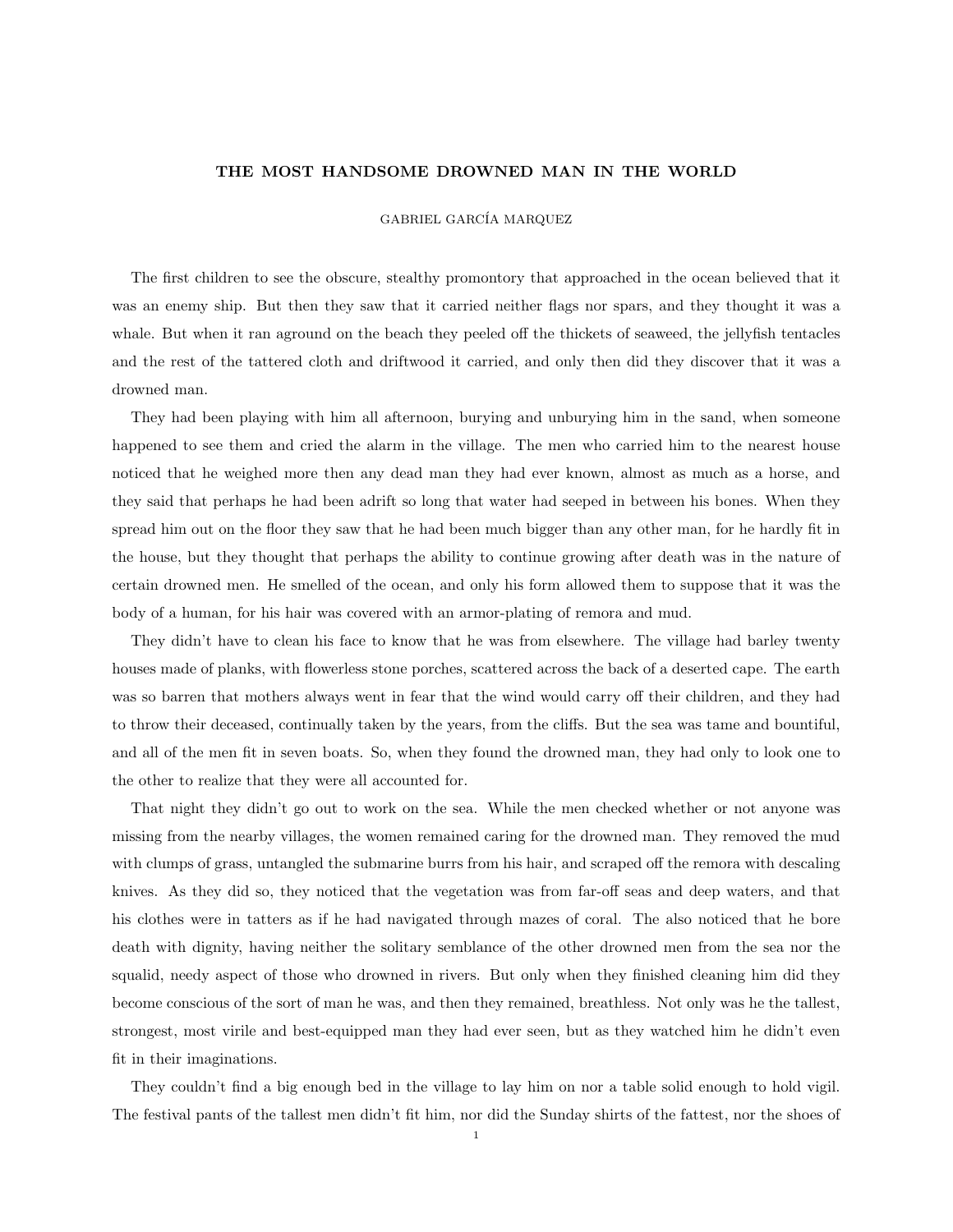# THE MOST HANDSOME DROWNED MAN IN THE WORLD

GABRIEL GARCÍA MARQUEZ

The first children to see the obscure, stealthy promontory that approached in the ocean believed that it was an enemy ship. But then they saw that it carried neither flags nor spars, and they thought it was a whale. But when it ran aground on the beach they peeled off the thickets of seaweed, the jellyfish tentacles and the rest of the tattered cloth and driftwood it carried, and only then did they discover that it was a drowned man.

They had been playing with him all afternoon, burying and unburying him in the sand, when someone happened to see them and cried the alarm in the village. The men who carried him to the nearest house noticed that he weighed more then any dead man they had ever known, almost as much as a horse, and they said that perhaps he had been adrift so long that water had seeped in between his bones. When they spread him out on the floor they saw that he had been much bigger than any other man, for he hardly fit in the house, but they thought that perhaps the ability to continue growing after death was in the nature of certain drowned men. He smelled of the ocean, and only his form allowed them to suppose that it was the body of a human, for his hair was covered with an armor-plating of remora and mud.

They didn't have to clean his face to know that he was from elsewhere. The village had barley twenty houses made of planks, with flowerless stone porches, scattered across the back of a deserted cape. The earth was so barren that mothers always went in fear that the wind would carry off their children, and they had to throw their deceased, continually taken by the years, from the cliffs. But the sea was tame and bountiful, and all of the men fit in seven boats. So, when they found the drowned man, they had only to look one to the other to realize that they were all accounted for.

That night they didn't go out to work on the sea. While the men checked whether or not anyone was missing from the nearby villages, the women remained caring for the drowned man. They removed the mud with clumps of grass, untangled the submarine burrs from his hair, and scraped off the remora with descaling knives. As they did so, they noticed that the vegetation was from far-off seas and deep waters, and that his clothes were in tatters as if he had navigated through mazes of coral. The also noticed that he bore death with dignity, having neither the solitary semblance of the other drowned men from the sea nor the squalid, needy aspect of those who drowned in rivers. But only when they finished cleaning him did they become conscious of the sort of man he was, and then they remained, breathless. Not only was he the tallest, strongest, most virile and best-equipped man they had ever seen, but as they watched him he didn't even fit in their imaginations.

They couldn't find a big enough bed in the village to lay him on nor a table solid enough to hold vigil. The festival pants of the tallest men didn't fit him, nor did the Sunday shirts of the fattest, nor the shoes of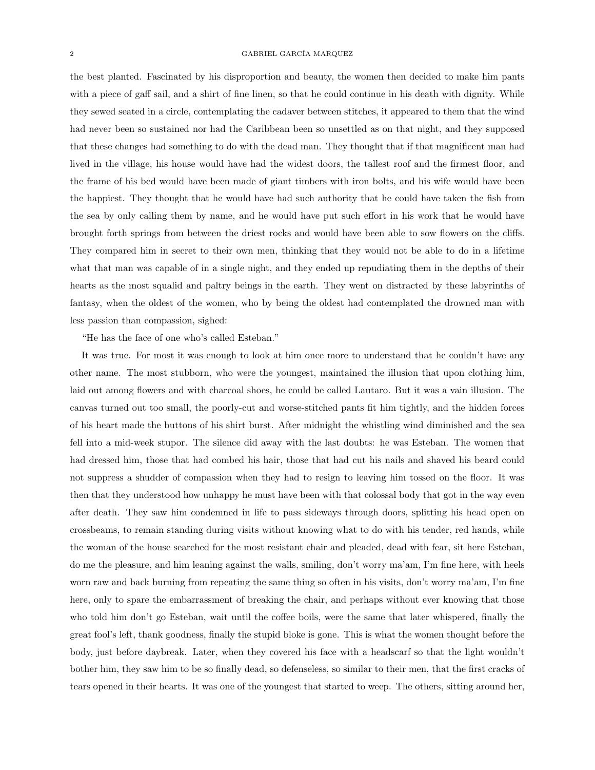the best planted. Fascinated by his disproportion and beauty, the women then decided to make him pants with a piece of gaff sail, and a shirt of fine linen, so that he could continue in his death with dignity. While they sewed seated in a circle, contemplating the cadaver between stitches, it appeared to them that the wind had never been so sustained nor had the Caribbean been so unsettled as on that night, and they supposed that these changes had something to do with the dead man. They thought that if that magnificent man had lived in the village, his house would have had the widest doors, the tallest roof and the firmest floor, and the frame of his bed would have been made of giant timbers with iron bolts, and his wife would have been the happiest. They thought that he would have had such authority that he could have taken the fish from the sea by only calling them by name, and he would have put such effort in his work that he would have brought forth springs from between the driest rocks and would have been able to sow flowers on the cliffs. They compared him in secret to their own men, thinking that they would not be able to do in a lifetime what that man was capable of in a single night, and they ended up repudiating them in the depths of their hearts as the most squalid and paltry beings in the earth. They went on distracted by these labyrinths of fantasy, when the oldest of the women, who by being the oldest had contemplated the drowned man with less passion than compassion, sighed:

"He has the face of one who's called Esteban."

It was true. For most it was enough to look at him once more to understand that he couldn't have any other name. The most stubborn, who were the youngest, maintained the illusion that upon clothing him, laid out among flowers and with charcoal shoes, he could be called Lautaro. But it was a vain illusion. The canvas turned out too small, the poorly-cut and worse-stitched pants fit him tightly, and the hidden forces of his heart made the buttons of his shirt burst. After midnight the whistling wind diminished and the sea fell into a mid-week stupor. The silence did away with the last doubts: he was Esteban. The women that had dressed him, those that had combed his hair, those that had cut his nails and shaved his beard could not suppress a shudder of compassion when they had to resign to leaving him tossed on the floor. It was then that they understood how unhappy he must have been with that colossal body that got in the way even after death. They saw him condemned in life to pass sideways through doors, splitting his head open on crossbeams, to remain standing during visits without knowing what to do with his tender, red hands, while the woman of the house searched for the most resistant chair and pleaded, dead with fear, sit here Esteban, do me the pleasure, and him leaning against the walls, smiling, don't worry ma'am, I'm fine here, with heels worn raw and back burning from repeating the same thing so often in his visits, don't worry ma'am, I'm fine here, only to spare the embarrassment of breaking the chair, and perhaps without ever knowing that those who told him don't go Esteban, wait until the coffee boils, were the same that later whispered, finally the great fool's left, thank goodness, finally the stupid bloke is gone. This is what the women thought before the body, just before daybreak. Later, when they covered his face with a headscarf so that the light wouldn't bother him, they saw him to be so finally dead, so defenseless, so similar to their men, that the first cracks of tears opened in their hearts. It was one of the youngest that started to weep. The others, sitting around her,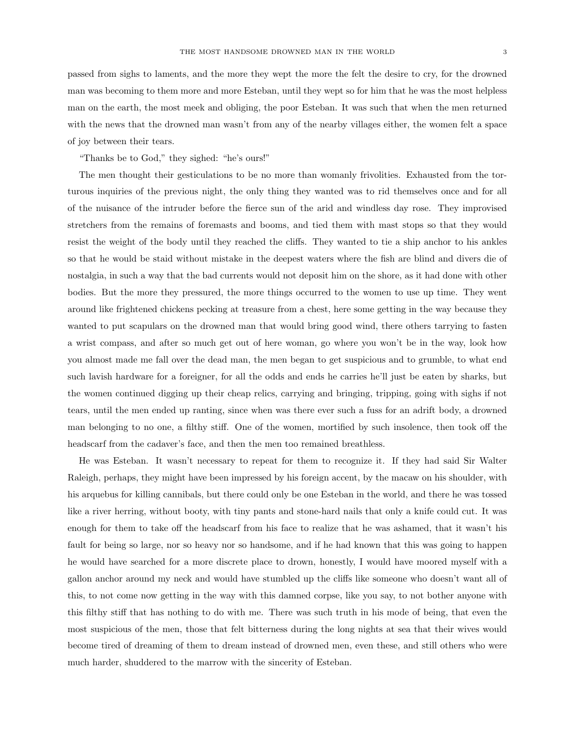passed from sighs to laments, and the more they wept the more the felt the desire to cry, for the drowned man was becoming to them more and more Esteban, until they wept so for him that he was the most helpless man on the earth, the most meek and obliging, the poor Esteban. It was such that when the men returned with the news that the drowned man wasn't from any of the nearby villages either, the women felt a space of joy between their tears.

"Thanks be to God," they sighed: "he's ours!"

The men thought their gesticulations to be no more than womanly frivolities. Exhausted from the torturous inquiries of the previous night, the only thing they wanted was to rid themselves once and for all of the nuisance of the intruder before the fierce sun of the arid and windless day rose. They improvised stretchers from the remains of foremasts and booms, and tied them with mast stops so that they would resist the weight of the body until they reached the cliffs. They wanted to tie a ship anchor to his ankles so that he would be staid without mistake in the deepest waters where the fish are blind and divers die of nostalgia, in such a way that the bad currents would not deposit him on the shore, as it had done with other bodies. But the more they pressured, the more things occurred to the women to use up time. They went around like frightened chickens pecking at treasure from a chest, here some getting in the way because they wanted to put scapulars on the drowned man that would bring good wind, there others tarrying to fasten a wrist compass, and after so much get out of here woman, go where you won't be in the way, look how you almost made me fall over the dead man, the men began to get suspicious and to grumble, to what end such lavish hardware for a foreigner, for all the odds and ends he carries he'll just be eaten by sharks, but the women continued digging up their cheap relics, carrying and bringing, tripping, going with sighs if not tears, until the men ended up ranting, since when was there ever such a fuss for an adrift body, a drowned man belonging to no one, a filthy stiff. One of the women, mortified by such insolence, then took off the headscarf from the cadaver's face, and then the men too remained breathless.

He was Esteban. It wasn't necessary to repeat for them to recognize it. If they had said Sir Walter Raleigh, perhaps, they might have been impressed by his foreign accent, by the macaw on his shoulder, with his arquebus for killing cannibals, but there could only be one Esteban in the world, and there he was tossed like a river herring, without booty, with tiny pants and stone-hard nails that only a knife could cut. It was enough for them to take off the headscarf from his face to realize that he was ashamed, that it wasn't his fault for being so large, nor so heavy nor so handsome, and if he had known that this was going to happen he would have searched for a more discrete place to drown, honestly, I would have moored myself with a gallon anchor around my neck and would have stumbled up the cliffs like someone who doesn't want all of this, to not come now getting in the way with this damned corpse, like you say, to not bother anyone with this filthy stiff that has nothing to do with me. There was such truth in his mode of being, that even the most suspicious of the men, those that felt bitterness during the long nights at sea that their wives would become tired of dreaming of them to dream instead of drowned men, even these, and still others who were much harder, shuddered to the marrow with the sincerity of Esteban.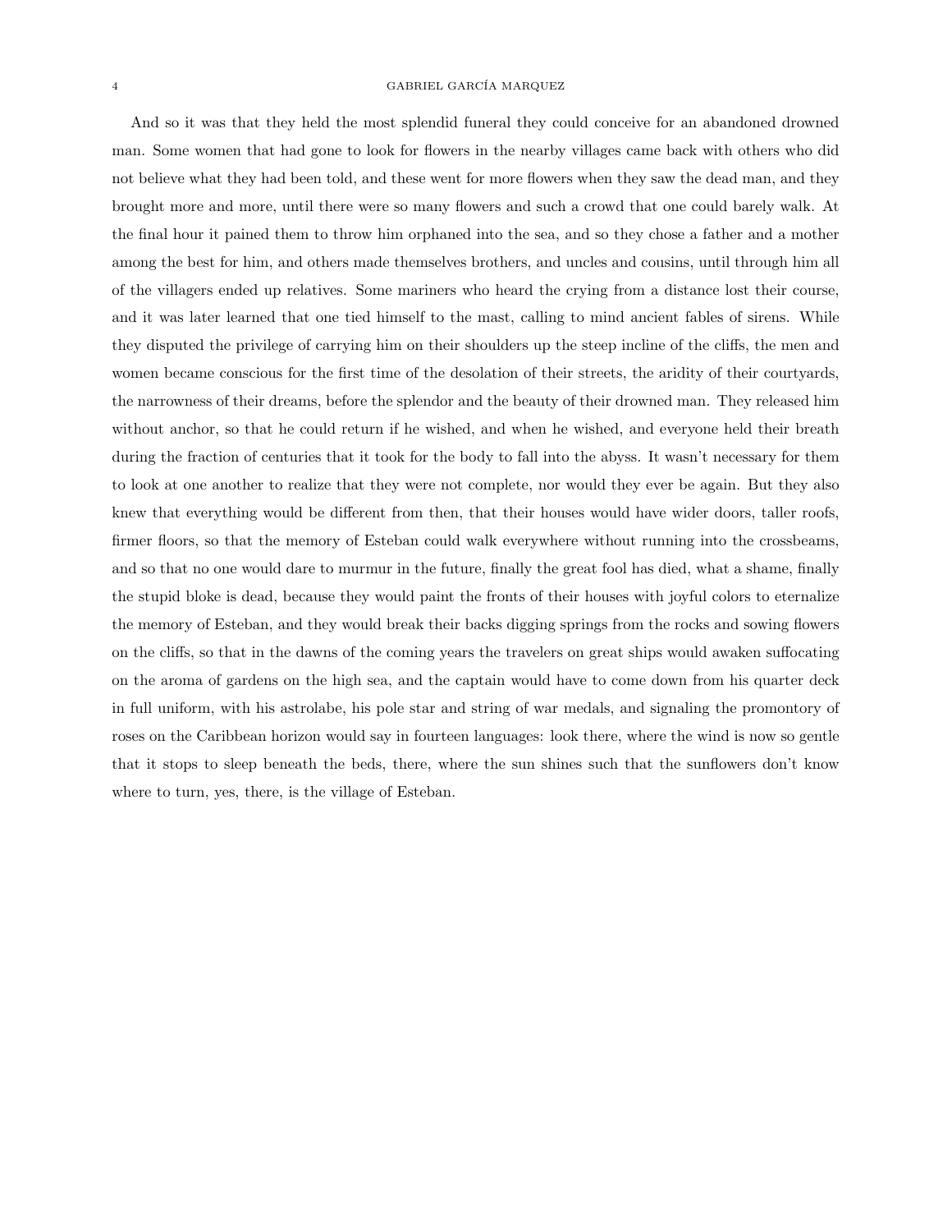And so it was that they held the most splendid funeral they could conceive for an abandoned drowned man. Some women that had gone to look for flowers in the nearby villages came back with others who did not believe what they had been told, and these went for more flowers when they saw the dead man, and they brought more and more, until there were so many flowers and such a crowd that one could barely walk. At the final hour it pained them to throw him orphaned into the sea, and so they chose a father and a mother among the best for him, and others made themselves brothers, and uncles and cousins, until through him all of the villagers ended up relatives. Some mariners who heard the crying from a distance lost their course, and it was later learned that one tied himself to the mast, calling to mind ancient fables of sirens. While they disputed the privilege of carrying him on their shoulders up the steep incline of the cliffs, the men and women became conscious for the first time of the desolation of their streets, the aridity of their courtyards, the narrowness of their dreams, before the splendor and the beauty of their drowned man. They released him without anchor, so that he could return if he wished, and when he wished, and everyone held their breath during the fraction of centuries that it took for the body to fall into the abyss. It wasn't necessary for them to look at one another to realize that they were not complete, nor would they ever be again. But they also knew that everything would be different from then, that their houses would have wider doors, taller roofs, firmer floors, so that the memory of Esteban could walk everywhere without running into the crossbeams, and so that no one would dare to murmur in the future, finally the great fool has died, what a shame, finally the stupid bloke is dead, because they would paint the fronts of their houses with joyful colors to eternalize the memory of Esteban, and they would break their backs digging springs from the rocks and sowing flowers on the cliffs, so that in the dawns of the coming years the travelers on great ships would awaken suffocating on the aroma of gardens on the high sea, and the captain would have to come down from his quarter deck in full uniform, with his astrolabe, his pole star and string of war medals, and signaling the promontory of roses on the Caribbean horizon would say in fourteen languages: look there, where the wind is now so gentle that it stops to sleep beneath the beds, there, where the sun shines such that the sunflowers don't know where to turn, yes, there, is the village of Esteban.